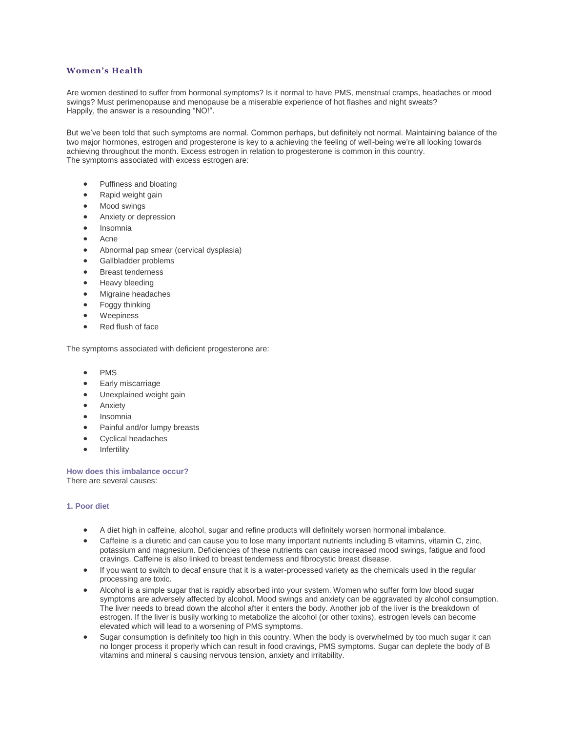# Women's Health

Are women destined to suffer from hormonal symptoms? Is it normal to have PMS, menstrual cramps, headaches or mood swings? Must perimenopause and menopause be a miserable experience of hot flashes and night sweats?
Happily, the answer is a resounding "NO!".

But we've been told that such symptoms are normal. Common perhaps, but definitely not normal. Maintaining balance of the two major hormones, estrogen and progesterone is key to a achieving the feeling of well-being we're all looking towards achieving throughout the month. Excess estrogen in relation to progesterone is common in this country.
The symptoms associated with excess estrogen are:

- Puffiness and bloating
- Rapid weight gain
- Mood swings
- Anxiety or depression
- Insomnia
- Acne
- Abnormal pap smear (cervical dysplasia)
- Gallbladder problems
- Breast tenderness
- Heavy bleeding
- Migraine headaches
- Foggy thinking
- Weepiness
- Red flush of face

The symptoms associated with deficient progesterone are:

- PMS
- Early miscarriage
- Unexplained weight gain
- Anxiety
- Insomnia
- Painful and/or lumpy breasts
- Cyclical headaches
- Infertility

### How does this imbalance occur?

There are several causes:

### 1. Poor diet

- A diet high in caffeine, alcohol, sugar and refine products will definitely worsen hormonal imbalance.
- Caffeine is a diuretic and can cause you to lose many important nutrients including B vitamins, vitamin C, zinc, potassium and magnesium. Deficiencies of these nutrients can cause increased mood swings, fatigue and food cravings. Caffeine is also linked to breast tenderness and fibrocystic breast disease.
- If you want to switch to decaf ensure that it is a water-processed variety as the chemicals used in the regular processing are toxic.
- Alcohol is a simple sugar that is rapidly absorbed into your system. Women who suffer form low blood sugar symptoms are adversely affected by alcohol. Mood swings and anxiety can be aggravated by alcohol consumption. The liver needs to bread down the alcohol after it enters the body. Another job of the liver is the breakdown of estrogen. If the liver is busily working to metabolize the alcohol (or other toxins), estrogen levels can become elevated which will lead to a worsening of PMS symptoms.
- Sugar consumption is definitely too high in this country. When the body is overwhelmed by too much sugar it can no longer process it properly which can result in food cravings, PMS symptoms. Sugar can deplete the body of B vitamins and mineral s causing nervous tension, anxiety and irritability.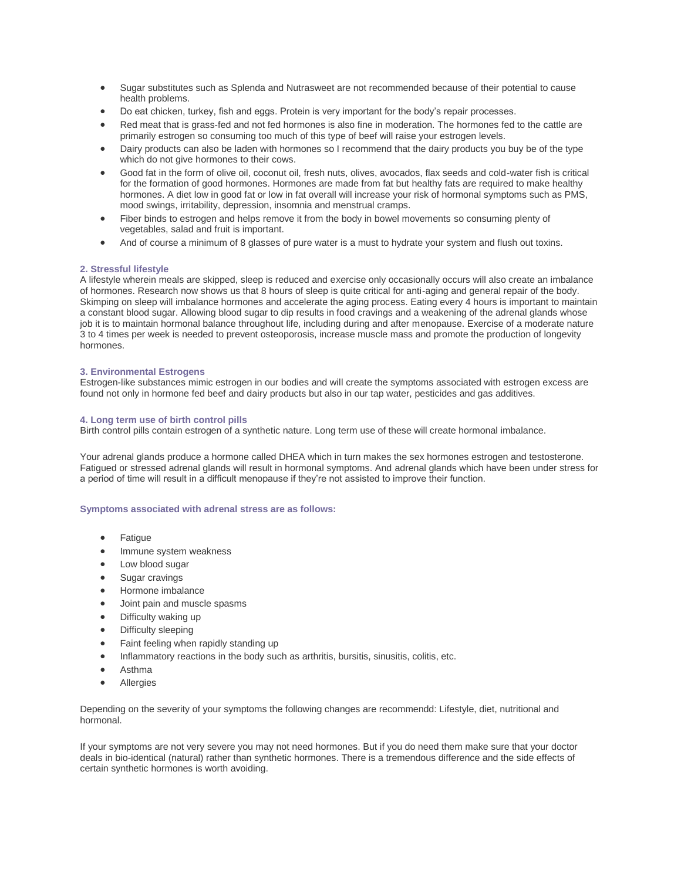- Sugar substitutes such as Splenda and Nutrasweet are not recommended because of their potential to cause health problems.
- Do eat chicken, turkey, fish and eggs. Protein is very important for the body's repair processes.
- Red meat that is grass-fed and not fed hormones is also fine in moderation. The hormones fed to the cattle are primarily estrogen so consuming too much of this type of beef will raise your estrogen levels.
- Dairy products can also be laden with hormones so I recommend that the dairy products you buy be of the type which do not give hormones to their cows.
- Good fat in the form of olive oil, coconut oil, fresh nuts, olives, avocados, flax seeds and cold-water fish is critical for the formation of good hormones. Hormones are made from fat but healthy fats are required to make healthy hormones. A diet low in good fat or low in fat overall will increase your risk of hormonal symptoms such as PMS, mood swings, irritability, depression, insomnia and menstrual cramps.
- Fiber binds to estrogen and helps remove it from the body in bowel movements so consuming plenty of vegetables, salad and fruit is important.
- And of course a minimum of 8 glasses of pure water is a must to hydrate your system and flush out toxins.

#### 2. Stressful lifestyle

A lifestyle wherein meals are skipped, sleep is reduced and exercise only occasionally occurs will also create an imbalance of hormones. Research now shows us that 8 hours of sleep is quite critical for anti-aging and general repair of the body. Skimping on sleep will imbalance hormones and accelerate the aging process. Eating every 4 hours is important to maintain a constant blood sugar. Allowing blood sugar to dip results in food cravings and a weakening of the adrenal glands whose job it is to maintain hormonal balance throughout life, including during and after menopause. Exercise of a moderate nature 3 to 4 times per week is needed to prevent osteoporosis, increase muscle mass and promote the production of longevity hormones.

#### 3. Environmental Estrogens

Estrogen-like substances mimic estrogen in our bodies and will create the symptoms associated with estrogen excess are found not only in hormone fed beef and dairy products but also in our tap water, pesticides and gas additives.

#### 4. Long term use of birth control pills

Birth control pills contain estrogen of a synthetic nature. Long term use of these will create hormonal imbalance.

Your adrenal glands produce a hormone called DHEA which in turn makes the sex hormones estrogen and testosterone. Fatigued or stressed adrenal glands will result in hormonal symptoms. And adrenal glands which have been under stress for a period of time will result in a difficult menopause if they're not assisted to improve their function.

#### Symptoms associated with adrenal stress are as follows:

- Fatigue
- Immune system weakness
- Low blood sugar
- Sugar cravings
- Hormone imbalance
- Joint pain and muscle spasms
- Difficulty waking up
- Difficulty sleeping
- Faint feeling when rapidly standing up
- Inflammatory reactions in the body such as arthritis, bursitis, sinusitis, colitis, etc.
- Asthma
- Allergies

Depending on the severity of your symptoms the following changes are recommendd: Lifestyle, diet, nutritional and hormonal.

If your symptoms are not very severe you may not need hormones. But if you do need them make sure that your doctor deals in bio-identical (natural) rather than synthetic hormones. There is a tremendous difference and the side effects of certain synthetic hormones is worth avoiding.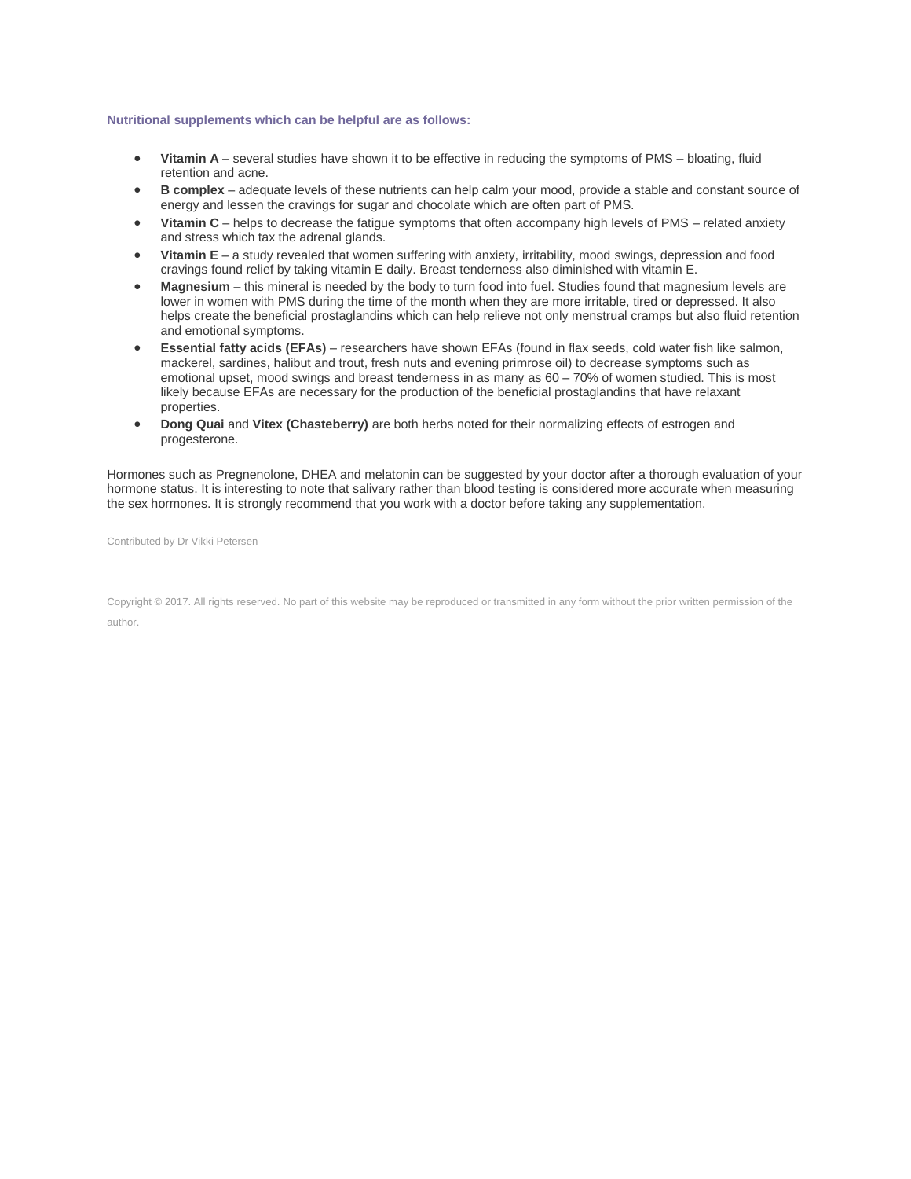**Nutritional supplements which can be helpful are as follows:**

- **Vitamin A** – several studies have shown it to be effective in reducing the symptoms of PMS – bloating, fluid retention and acne.
- **B complex** – adequate levels of these nutrients can help calm your mood, provide a stable and constant source of energy and lessen the cravings for sugar and chocolate which are often part of PMS.
- **Vitamin C** – helps to decrease the fatigue symptoms that often accompany high levels of PMS – related anxiety and stress which tax the adrenal glands.
- **Vitamin E** – a study revealed that women suffering with anxiety, irritability, mood swings, depression and food cravings found relief by taking vitamin E daily. Breast tenderness also diminished with vitamin E.
- **Magnesium** – this mineral is needed by the body to turn food into fuel. Studies found that magnesium levels are lower in women with PMS during the time of the month when they are more irritable, tired or depressed. It also helps create the beneficial prostaglandins which can help relieve not only menstrual cramps but also fluid retention and emotional symptoms.
- **Essential fatty acids (EFAs)** – researchers have shown EFAs (found in flax seeds, cold water fish like salmon, mackerel, sardines, halibut and trout, fresh nuts and evening primrose oil) to decrease symptoms such as emotional upset, mood swings and breast tenderness in as many as 60 – 70% of women studied. This is most likely because EFAs are necessary for the production of the beneficial prostaglandins that have relaxant properties.
- **Dong Quai** and **Vitex (Chasteberry)** are both herbs noted for their normalizing effects of estrogen and progesterone.

Hormones such as Pregnenolone, DHEA and melatonin can be suggested by your doctor after a thorough evaluation of your hormone status. It is interesting to note that salivary rather than blood testing is considered more accurate when measuring the sex hormones. It is strongly recommend that you work with a doctor before taking any supplementation.

Contributed by Dr Vikki Petersen

Copyright © 2017. All rights reserved. No part of this website may be reproduced or transmitted in any form without the prior written permission of the author.